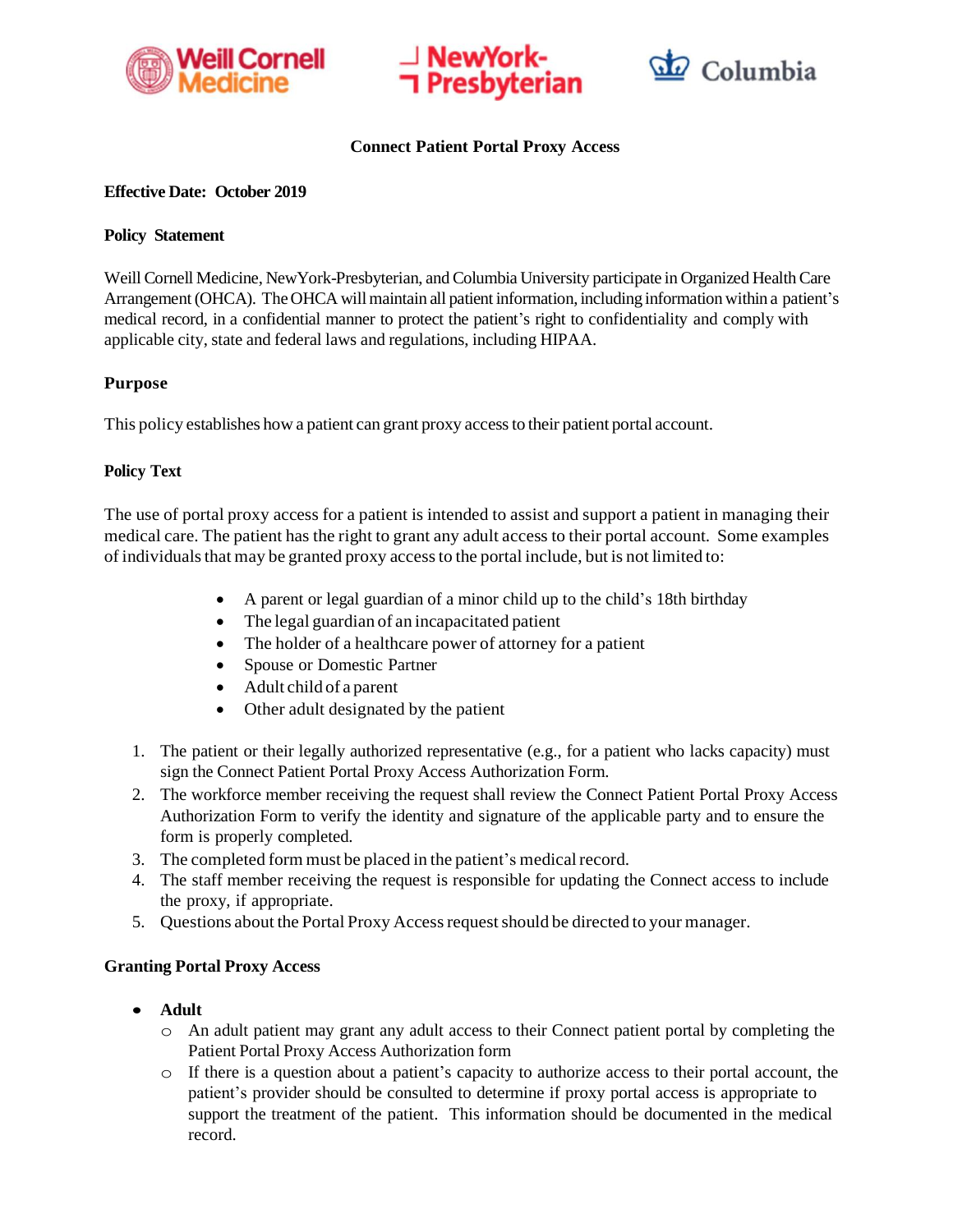Weill Cornell Medicine | NewYork-Presbyterian | Columbia

# Connect Patient Portal Proxy Access

**Effective Date: October 2019**

**Policy Statement**

Weill Cornell Medicine, NewYork-Presbyterian, and Columbia University participate in Organized Health Care Arrangement (OHCA). The OHCA will maintain all patient information, including information within a patient's medical record, in a confidential manner to protect the patient's right to confidentiality and comply with applicable city, state and federal laws and regulations, including HIPAA.

**Purpose**

This policy establishes how a patient can grant proxy access to their patient portal account.

**Policy Text**

The use of portal proxy access for a patient is intended to assist and support a patient in managing their medical care. The patient has the right to grant any adult access to their portal account. Some examples of individuals that may be granted proxy access to the portal include, but is not limited to:

- A parent or legal guardian of a minor child up to the child's 18th birthday
- The legal guardian of an incapacitated patient
- The holder of a healthcare power of attorney for a patient
- Spouse or Domestic Partner
- Adult child of a parent
- Other adult designated by the patient

1. The patient or their legally authorized representative (e.g., for a patient who lacks capacity) must sign the Connect Patient Portal Proxy Access Authorization Form.
2. The workforce member receiving the request shall review the Connect Patient Portal Proxy Access Authorization Form to verify the identity and signature of the applicable party and to ensure the form is properly completed.
3. The completed form must be placed in the patient's medical record.
4. The staff member receiving the request is responsible for updating the Connect access to include the proxy, if appropriate.
5. Questions about the Portal Proxy Access request should be directed to your manager.

**Granting Portal Proxy Access**

- **Adult**
  - An adult patient may grant any adult access to their Connect patient portal by completing the Patient Portal Proxy Access Authorization form
  - If there is a question about a patient's capacity to authorize access to their portal account, the patient's provider should be consulted to determine if proxy portal access is appropriate to support the treatment of the patient. This information should be documented in the medical record.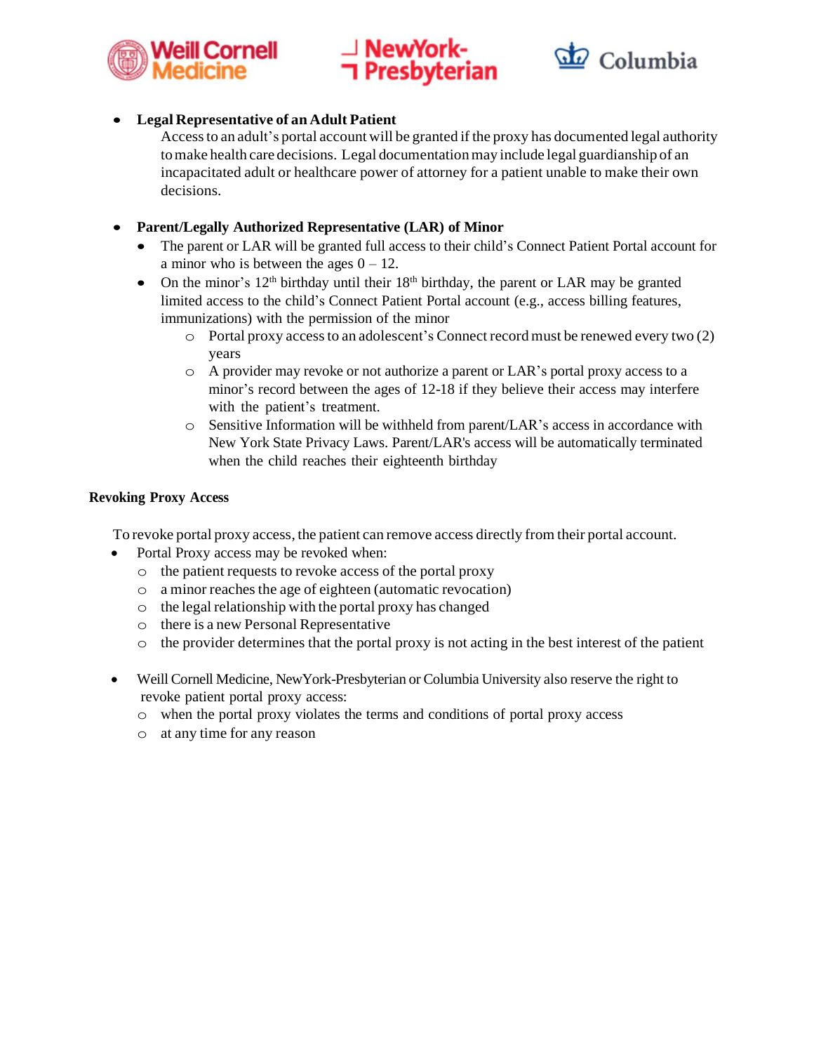- **Legal Representative of an Adult Patient**

  Access to an adult's portal account will be granted if the proxy has documented legal authority to make health care decisions. Legal documentation may include legal guardianship of an incapacitated adult or healthcare power of attorney for a patient unable to make their own decisions.

- **Parent/Legally Authorized Representative (LAR) of Minor**
  - The parent or LAR will be granted full access to their child's Connect Patient Portal account for a minor who is between the ages 0 – 12.
  - On the minor's 12th birthday until their 18th birthday, the parent or LAR may be granted limited access to the child's Connect Patient Portal account (e.g., access billing features, immunizations) with the permission of the minor
    - Portal proxy access to an adolescent's Connect record must be renewed every two (2) years
    - A provider may revoke or not authorize a parent or LAR's portal proxy access to a minor's record between the ages of 12-18 if they believe their access may interfere with the patient's treatment.
    - Sensitive Information will be withheld from parent/LAR's access in accordance with New York State Privacy Laws. Parent/LAR's access will be automatically terminated when the child reaches their eighteenth birthday

**Revoking Proxy Access**

To revoke portal proxy access, the patient can remove access directly from their portal account.

- Portal Proxy access may be revoked when:
  - the patient requests to revoke access of the portal proxy
  - a minor reaches the age of eighteen (automatic revocation)
  - the legal relationship with the portal proxy has changed
  - there is a new Personal Representative
  - the provider determines that the portal proxy is not acting in the best interest of the patient

- Weill Cornell Medicine, NewYork-Presbyterian or Columbia University also reserve the right to revoke patient portal proxy access:
  - when the portal proxy violates the terms and conditions of portal proxy access
  - at any time for any reason